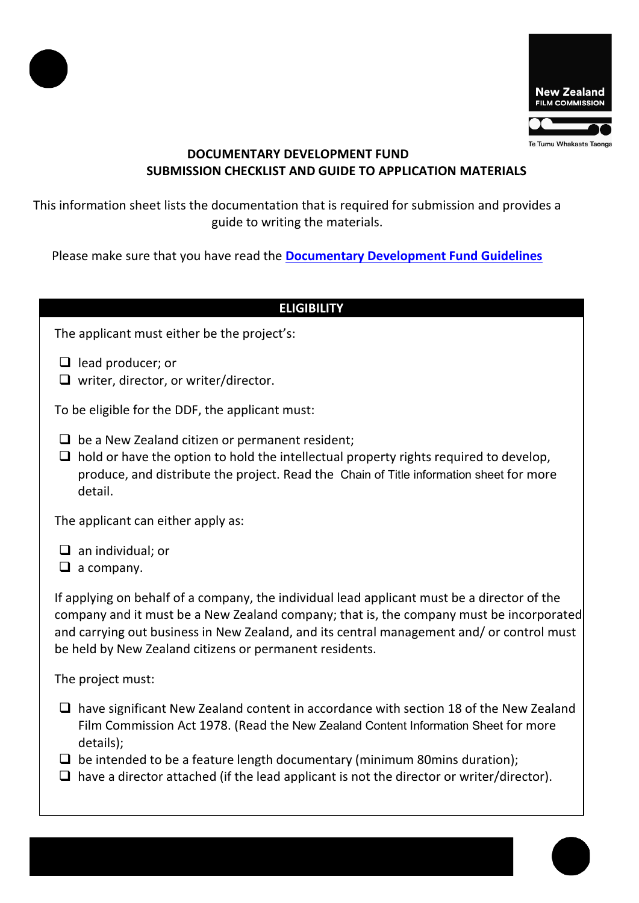# DOCUMENTARY DEVELOPMENT FUND
## SUBMISSION CHECKLIST AND GUIDE TO APPLICATION MATERIALS

This information sheet lists the documentation that is required for submission and provides a guide to writing the materials.

Please make sure that you have read the **Documentary Development Fund Guidelines**

## ELIGIBILITY

The applicant must either be the project's:

- ❑ lead producer; or
- ❑ writer, director, or writer/director.

To be eligible for the DDF, the applicant must:

- ❑ be a New Zealand citizen or permanent resident;
- ❑ hold or have the option to hold the intellectual property rights required to develop, produce, and distribute the project. Read the Chain of Title information sheet for more detail.

The applicant can either apply as:

- ❑ an individual; or
- ❑ a company.

If applying on behalf of a company, the individual lead applicant must be a director of the company and it must be a New Zealand company; that is, the company must be incorporated and carrying out business in New Zealand, and its central management and/ or control must be held by New Zealand citizens or permanent residents.

The project must:

- ❑ have significant New Zealand content in accordance with section 18 of the New Zealand Film Commission Act 1978. (Read the New Zealand Content Information Sheet for more details);
- ❑ be intended to be a feature length documentary (minimum 80mins duration);
- ❑ have a director attached (if the lead applicant is not the director or writer/director).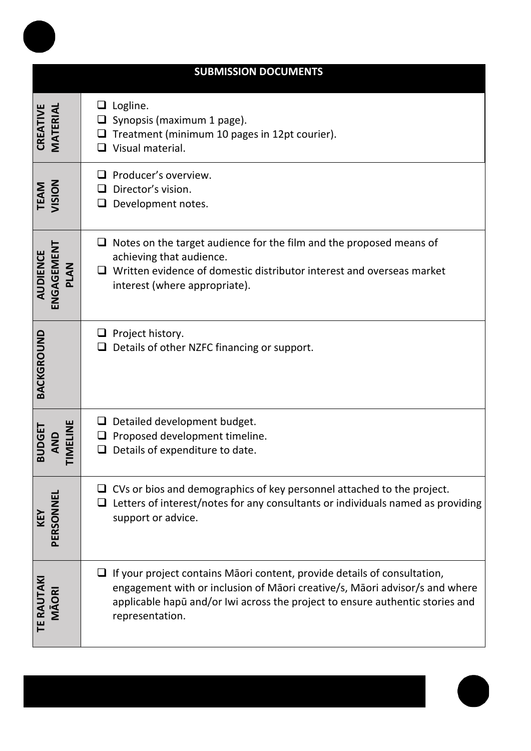| SUBMISSION DOCUMENTS | |
|---|---|
| **CREATIVE MATERIAL** | ❑ Logline.<br>❑ Synopsis (maximum 1 page).<br>❑ Treatment (minimum 10 pages in 12pt courier).<br>❑ Visual material. |
| **TEAM VISION** | ❑ Producer's overview.<br>❑ Director's vision.<br>❑ Development notes. |
| **AUDIENCE ENGAGEMENT PLAN** | ❑ Notes on the target audience for the film and the proposed means of achieving that audience.<br>❑ Written evidence of domestic distributor interest and overseas market interest (where appropriate). |
| **BACKGROUND** | ❑ Project history.<br>❑ Details of other NZFC financing or support. |
| **BUDGET AND TIMELINE** | ❑ Detailed development budget.<br>❑ Proposed development timeline.<br>❑ Details of expenditure to date. |
| **KEY PERSONNEL** | ❑ CVs or bios and demographics of key personnel attached to the project.<br>❑ Letters of interest/notes for any consultants or individuals named as providing support or advice. |
| **TE RAUTAKI MĀORI** | ❑ If your project contains Māori content, provide details of consultation, engagement with or inclusion of Māori creative/s, Māori advisor/s and where applicable hapū and/or Iwi across the project to ensure authentic stories and representation. |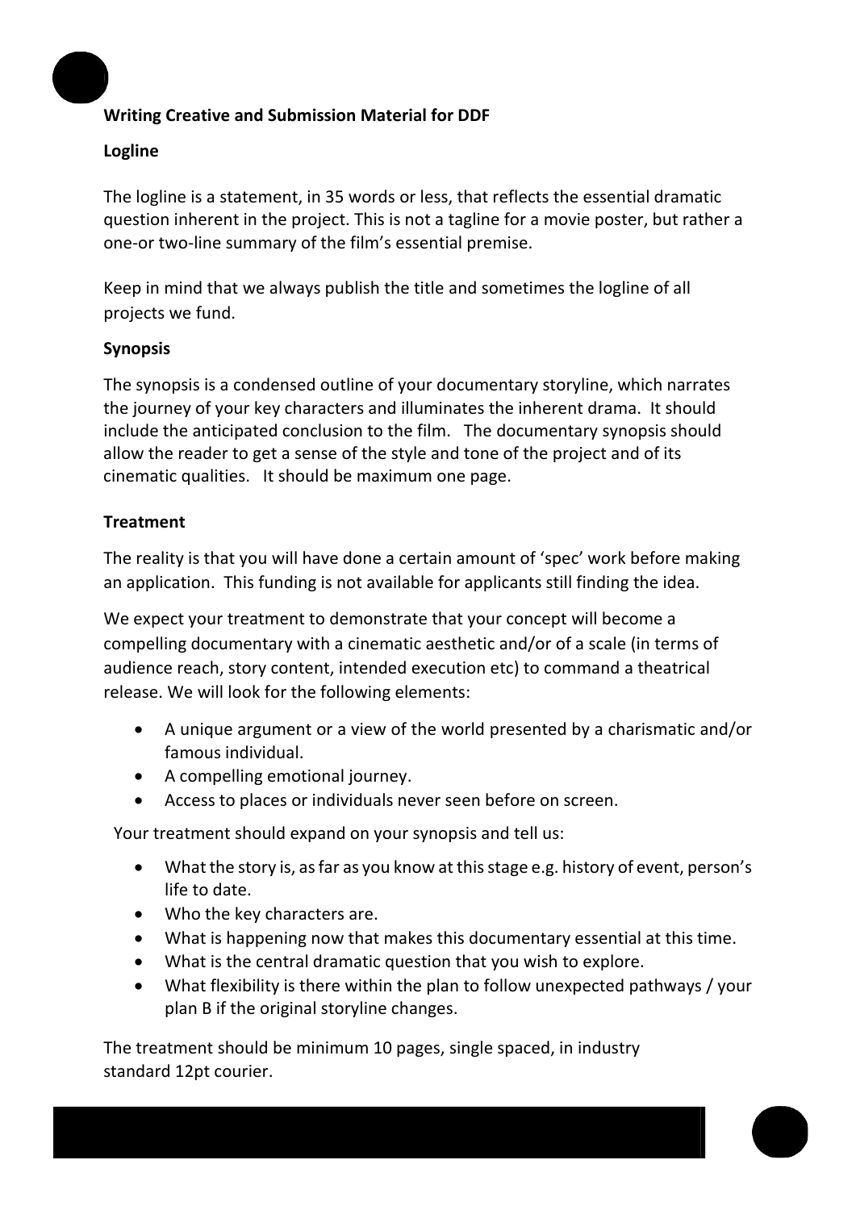**Writing Creative and Submission Material for DDF**

**Logline**

The logline is a statement, in 35 words or less, that reflects the essential dramatic question inherent in the project. This is not a tagline for a movie poster, but rather a one-or two-line summary of the film's essential premise.

Keep in mind that we always publish the title and sometimes the logline of all projects we fund.

**Synopsis**

The synopsis is a condensed outline of your documentary storyline, which narrates the journey of your key characters and illuminates the inherent drama. It should include the anticipated conclusion to the film. The documentary synopsis should allow the reader to get a sense of the style and tone of the project and of its cinematic qualities. It should be maximum one page.

**Treatment**

The reality is that you will have done a certain amount of 'spec' work before making an application. This funding is not available for applicants still finding the idea.

We expect your treatment to demonstrate that your concept will become a compelling documentary with a cinematic aesthetic and/or of a scale (in terms of audience reach, story content, intended execution etc) to command a theatrical release. We will look for the following elements:

- A unique argument or a view of the world presented by a charismatic and/or famous individual.
- A compelling emotional journey.
- Access to places or individuals never seen before on screen.

Your treatment should expand on your synopsis and tell us:

- What the story is, as far as you know at this stage e.g. history of event, person's life to date.
- Who the key characters are.
- What is happening now that makes this documentary essential at this time.
- What is the central dramatic question that you wish to explore.
- What flexibility is there within the plan to follow unexpected pathways / your plan B if the original storyline changes.

The treatment should be minimum 10 pages, single spaced, in industry standard 12pt courier.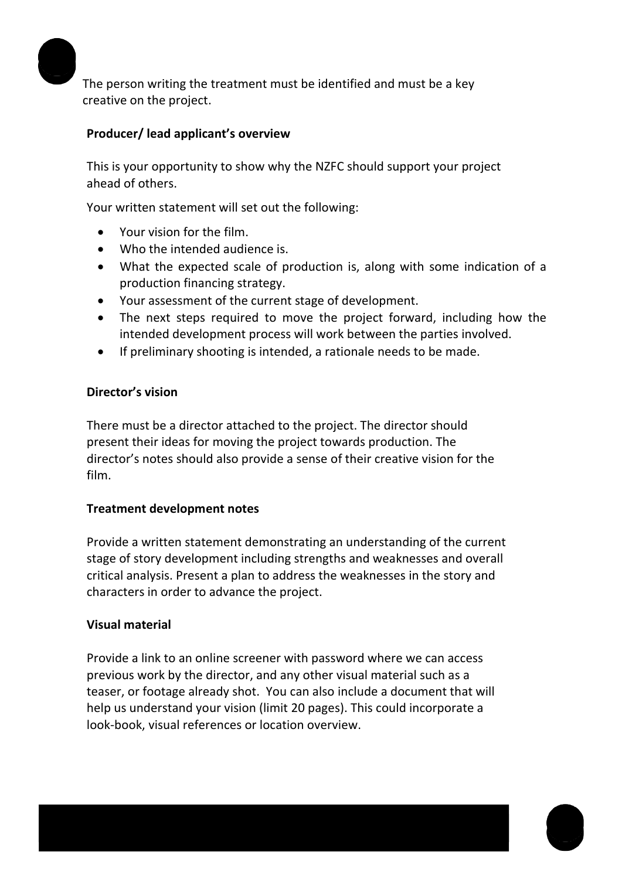The person writing the treatment must be identified and must be a key creative on the project.

**Producer/ lead applicant's overview**

This is your opportunity to show why the NZFC should support your project ahead of others.

Your written statement will set out the following:

- Your vision for the film.
- Who the intended audience is.
- What the expected scale of production is, along with some indication of a production financing strategy.
- Your assessment of the current stage of development.
- The next steps required to move the project forward, including how the intended development process will work between the parties involved.
- If preliminary shooting is intended, a rationale needs to be made.

**Director's vision**

There must be a director attached to the project. The director should present their ideas for moving the project towards production. The director's notes should also provide a sense of their creative vision for the film.

**Treatment development notes**

Provide a written statement demonstrating an understanding of the current stage of story development including strengths and weaknesses and overall critical analysis. Present a plan to address the weaknesses in the story and characters in order to advance the project.

**Visual material**

Provide a link to an online screener with password where we can access previous work by the director, and any other visual material such as a teaser, or footage already shot. You can also include a document that will help us understand your vision (limit 20 pages). This could incorporate a look-book, visual references or location overview.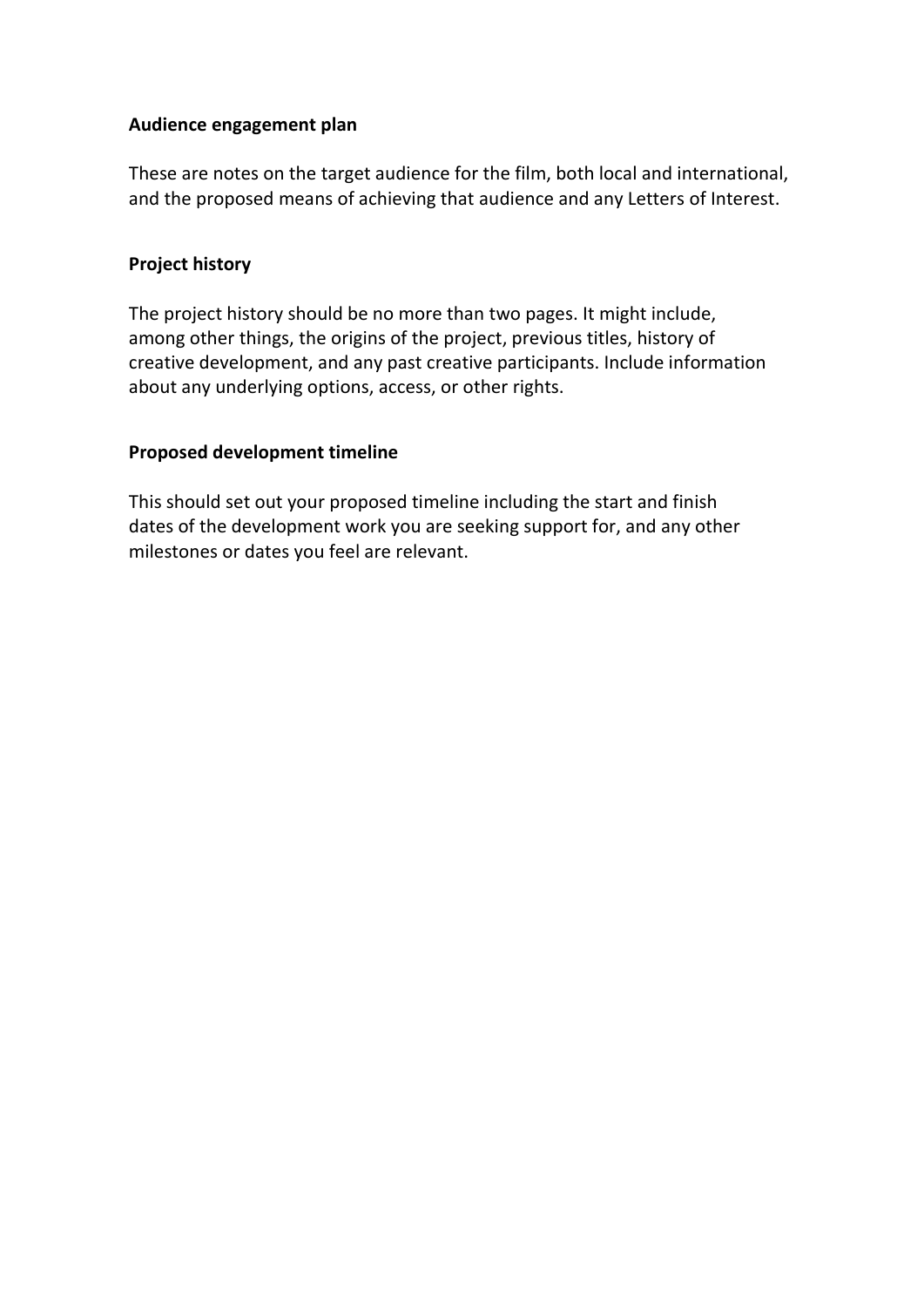**Audience engagement plan**

These are notes on the target audience for the film, both local and international, and the proposed means of achieving that audience and any Letters of Interest.

**Project history**

The project history should be no more than two pages. It might include, among other things, the origins of the project, previous titles, history of creative development, and any past creative participants. Include information about any underlying options, access, or other rights.

**Proposed development timeline**

This should set out your proposed timeline including the start and finish dates of the development work you are seeking support for, and any other milestones or dates you feel are relevant.